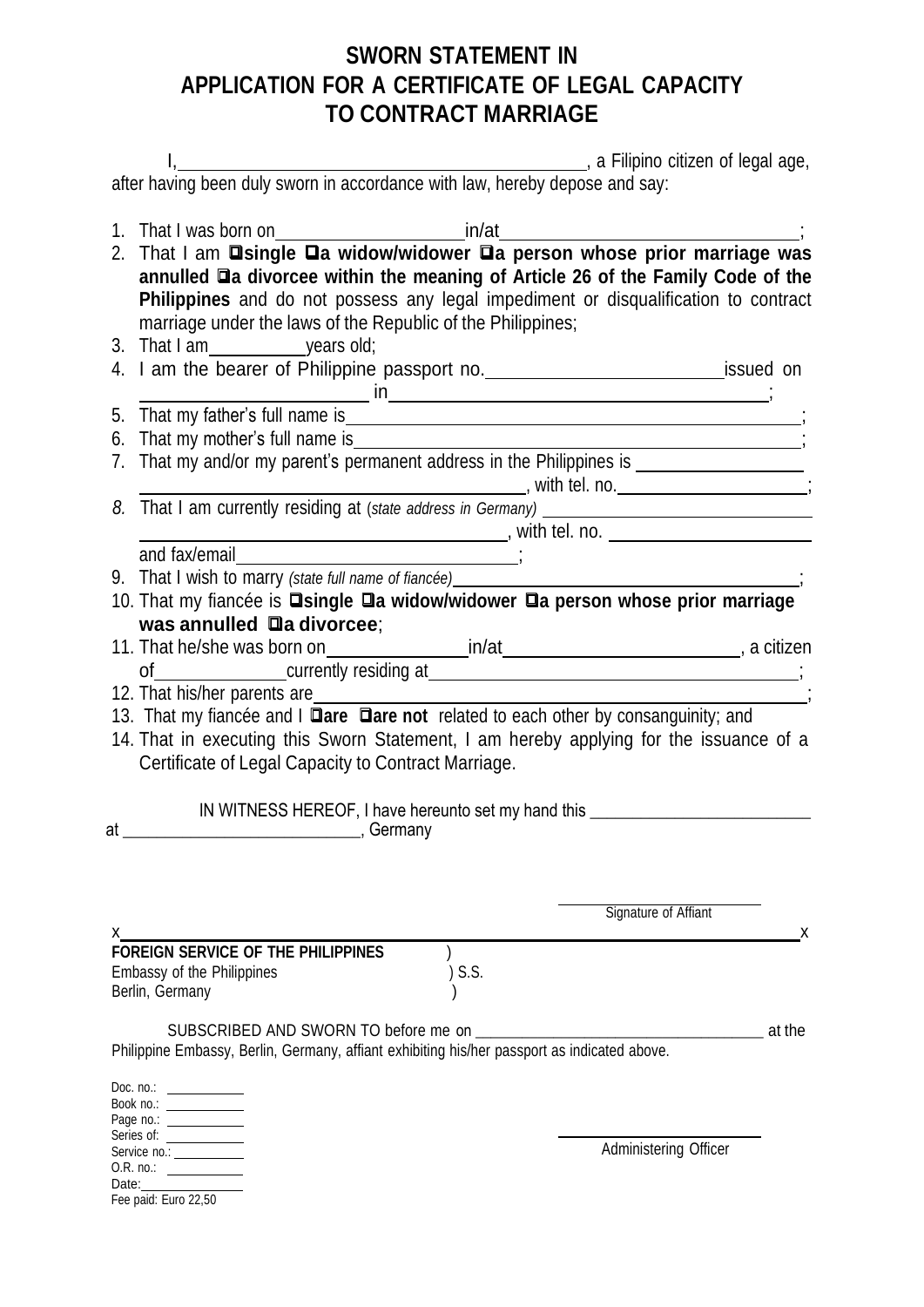# SWORN STATEMENT IN APPLICATION FOR A CERTIFICATE OF LEGAL CAPACITY TO CONTRACT MARRIAGE

I,_____________________________________________, a Filipino citizen of legal age, after having been duly sworn in accordance with law, hereby depose and say:

1. That I was born on____________________in/at________________________________;
2. That I am ❑**single** ❑**a widow/widower** ❑**a person whose prior marriage was annulled** ❑**a divorcee within the meaning of Article 26 of the Family Code of the Philippines** and do not possess any legal impediment or disqualification to contract marriage under the laws of the Republic of the Philippines;
3. That I am__________years old;
4. I am the bearer of Philippine passport no.________________________issued on ______________________ in______________________________________;
5. That my father's full name is_____________________________________________;
6. That my mother's full name is____________________________________________;
7. That my and/or my parent's permanent address in the Philippines is _________________ ____________________________________, with tel. no.____________________;
8. That I am currently residing at (*state address in Germany*) ____________________________ ____________________________________, with tel. no. ____________________ and fax/email______________________________;
9. That I wish to marry *(state full name of fiancée)*______________________________________;
10. That my fiancée is ❑**single** ❑**a widow/widower** ❑**a person whose prior marriage was annulled** ❑**a divorcee**;
11. That he/she was born on______________in/at________________________, a citizen of______________currently residing at_______________________________________;
12. That his/her parents are______________________________________________________;
13. That my fiancée and I ❑**are** ❑**are not** related to each other by consanguinity; and
14. That in executing this Sworn Statement, I am hereby applying for the issuance of a Certificate of Legal Capacity to Contract Marriage.

IN WITNESS HEREOF, I have hereunto set my hand this __________________________ at ____________________________, Germany

_________________________
Signature of Affiant

x________________________________________________________________________x

**FOREIGN SERVICE OF THE PHILIPPINES** )
Embassy of the Philippines ) S.S.
Berlin, Germany )

SUBSCRIBED AND SWORN TO before me on ____________________________________ at the Philippine Embassy, Berlin, Germany, affiant exhibiting his/her passport as indicated above.

Doc. no.: ___________
Book no.: ___________
Page no.: ___________
Series of: ___________
Service no.: ___________
O.R. no.: ___________
Date: ___________
Fee paid: Euro 22,50

_________________________
Administering Officer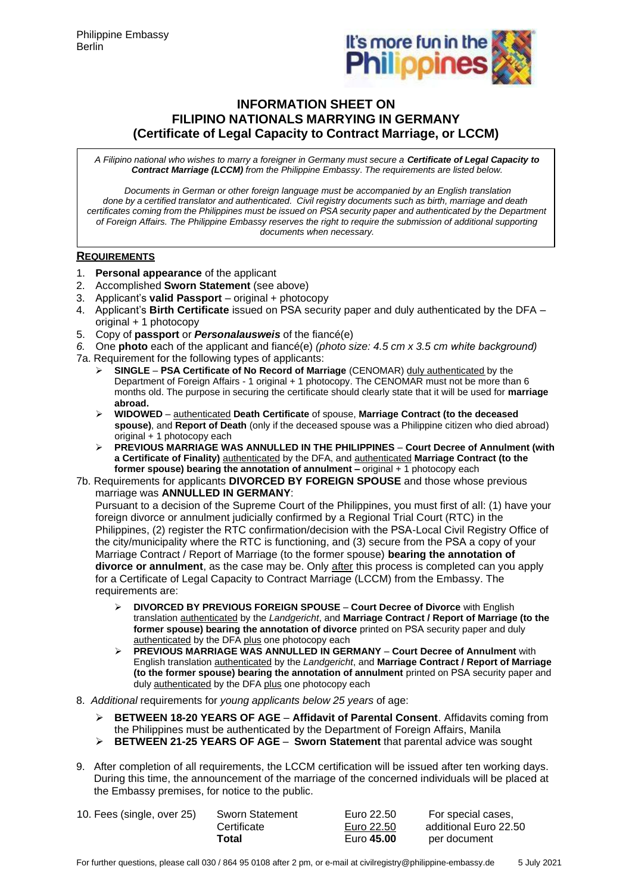Philippine Embassy
Berlin

# INFORMATION SHEET ON FILIPINO NATIONALS MARRYING IN GERMANY (Certificate of Legal Capacity to Contract Marriage, or LCCM)

*A Filipino national who wishes to marry a foreigner in Germany must secure a **Certificate of Legal Capacity to Contract Marriage (LCCM)** from the Philippine Embassy. The requirements are listed below.*

*Documents in German or other foreign language must be accompanied by an English translation done by a certified translator and authenticated. Civil registry documents such as birth, marriage and death certificates coming from the Philippines must be issued on PSA security paper and authenticated by the Department of Foreign Affairs. The Philippine Embassy reserves the right to require the submission of additional supporting documents when necessary.*

## REQUIREMENTS

1. **Personal appearance** of the applicant
2. Accomplished **Sworn Statement** (see above)
3. Applicant's **valid Passport** – original + photocopy
4. Applicant's **Birth Certificate** issued on PSA security paper and duly authenticated by the DFA – original + 1 photocopy
5. Copy of **passport** or ***Personalausweis*** of the fiancé(e)
6. One **photo** each of the applicant and fiancé(e) *(photo size: 4.5 cm x 3.5 cm white background)*

7a. Requirement for the following types of applicants:

- **SINGLE** – **PSA Certificate of No Record of Marriage** (CENOMAR) duly authenticated by the Department of Foreign Affairs - 1 original + 1 photocopy. The CENOMAR must not be more than 6 months old. The purpose in securing the certificate should clearly state that it will be used for **marriage abroad.**
- **WIDOWED** – authenticated **Death Certificate** of spouse, **Marriage Contract (to the deceased spouse)**, and **Report of Death** (only if the deceased spouse was a Philippine citizen who died abroad) original + 1 photocopy each
- **PREVIOUS MARRIAGE WAS ANNULLED IN THE PHILIPPINES** – **Court Decree of Annulment (with a Certificate of Finality)** authenticated by the DFA, and authenticated **Marriage Contract (to the former spouse) bearing the annotation of annulment –** original + 1 photocopy each

7b. Requirements for applicants **DIVORCED BY FOREIGN SPOUSE** and those whose previous marriage was **ANNULLED IN GERMANY**:

Pursuant to a decision of the Supreme Court of the Philippines, you must first of all: (1) have your foreign divorce or annulment judicially confirmed by a Regional Trial Court (RTC) in the Philippines, (2) register the RTC confirmation/decision with the PSA-Local Civil Registry Office of the city/municipality where the RTC is functioning, and (3) secure from the PSA a copy of your Marriage Contract / Report of Marriage (to the former spouse) **bearing the annotation of divorce or annulment**, as the case may be. Only after this process is completed can you apply for a Certificate of Legal Capacity to Contract Marriage (LCCM) from the Embassy. The requirements are:

- **DIVORCED BY PREVIOUS FOREIGN SPOUSE** – **Court Decree of Divorce** with English translation authenticated by the *Landgericht*, and **Marriage Contract / Report of Marriage (to the former spouse) bearing the annotation of divorce** printed on PSA security paper and duly authenticated by the DFA plus one photocopy each
- **PREVIOUS MARRIAGE WAS ANNULLED IN GERMANY** – **Court Decree of Annulment** with English translation authenticated by the *Landgericht*, and **Marriage Contract / Report of Marriage (to the former spouse) bearing the annotation of annulment** printed on PSA security paper and duly authenticated by the DFA plus one photocopy each

8. *Additional* requirements for *young applicants below 25 years* of age:
   - **BETWEEN 18-20 YEARS OF AGE** – **Affidavit of Parental Consent**. Affidavits coming from the Philippines must be authenticated by the Department of Foreign Affairs, Manila
   - **BETWEEN 21-25 YEARS OF AGE** – **Sworn Statement** that parental advice was sought

9. After completion of all requirements, the LCCM certification will be issued after ten working days. During this time, the announcement of the marriage of the concerned individuals will be placed at the Embassy premises, for notice to the public.

| | | | |
|---|---|---|---|
| 10. Fees (single, over 25) | Sworn Statement | Euro 22.50 | For special cases, |
| | Certificate | Euro 22.50 | additional Euro 22.50 |
| | **Total** | Euro **45.00** | per document |

For further questions, please call 030 / 864 95 0108 after 2 pm, or e-mail at civilregistry@philippine-embassy.de 5 July 2021